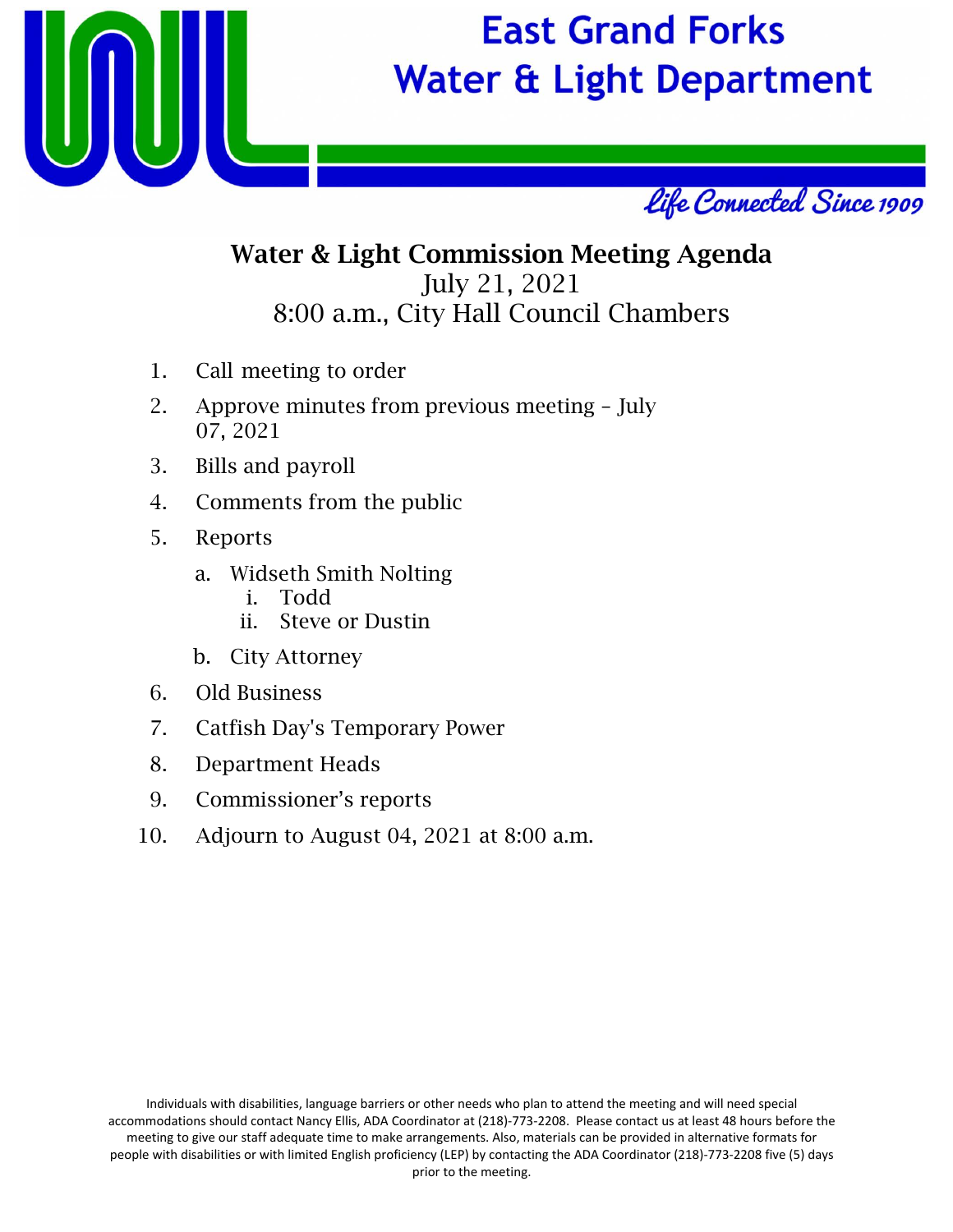# East Grand Forks Water & Light Department

*Life Connected Since 1909*

## Water & Light Commission Meeting Agenda

July 21, 2021
8:00 a.m., City Hall Council Chambers

1. Call meeting to order
2. Approve minutes from previous meeting – July 07, 2021
3. Bills and payroll
4. Comments from the public
5. Reports
   a. Widseth Smith Nolting
      i. Todd
      ii. Steve or Dustin
   b. City Attorney
6. Old Business
7. Catfish Day's Temporary Power
8. Department Heads
9. Commissioner's reports
10. Adjourn to August 04, 2021 at 8:00 a.m.

Individuals with disabilities, language barriers or other needs who plan to attend the meeting and will need special accommodations should contact Nancy Ellis, ADA Coordinator at (218)-773-2208. Please contact us at least 48 hours before the meeting to give our staff adequate time to make arrangements. Also, materials can be provided in alternative formats for people with disabilities or with limited English proficiency (LEP) by contacting the ADA Coordinator (218)-773-2208 five (5) days prior to the meeting.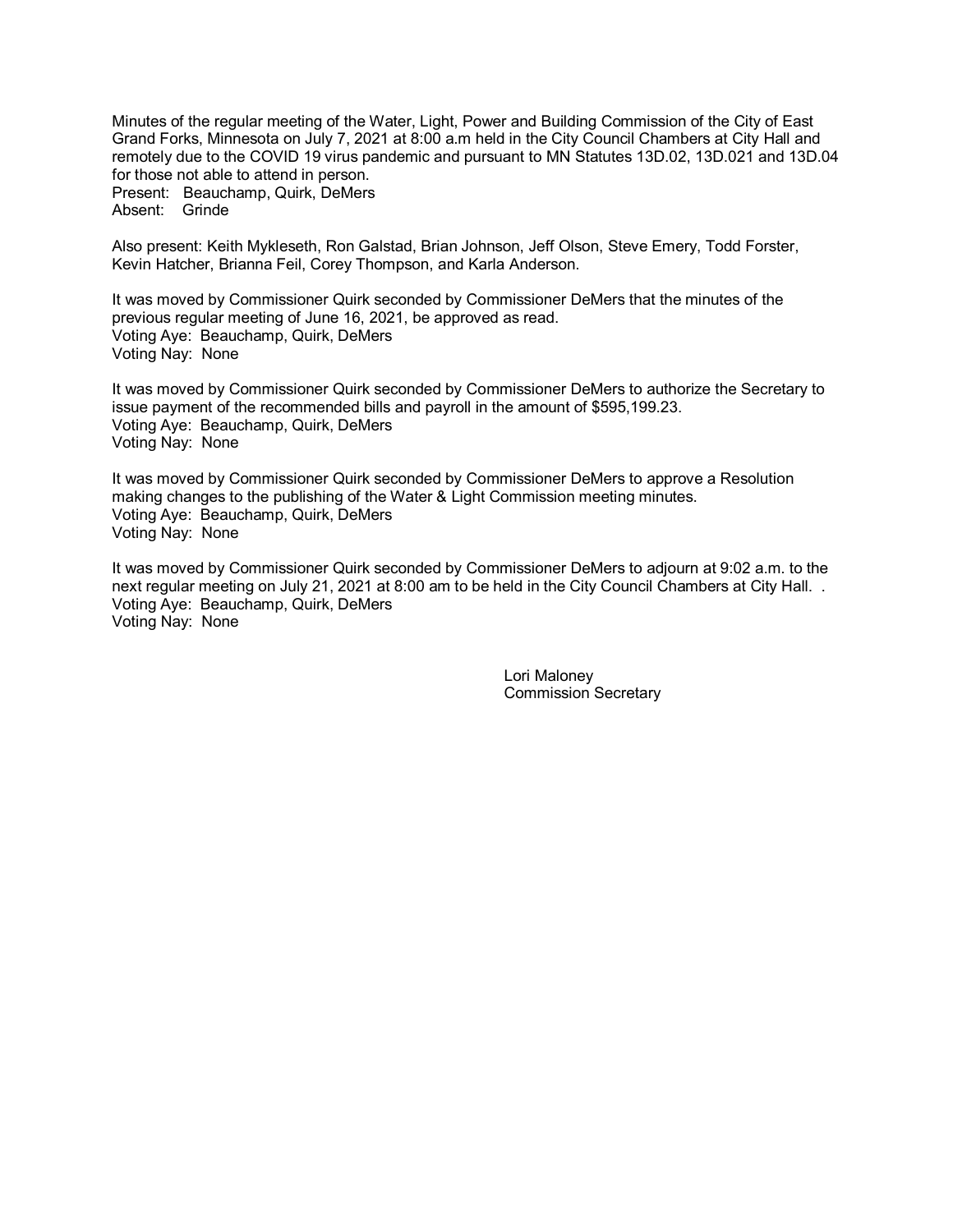Minutes of the regular meeting of the Water, Light, Power and Building Commission of the City of East Grand Forks, Minnesota on July 7, 2021 at 8:00 a.m held in the City Council Chambers at City Hall and remotely due to the COVID 19 virus pandemic and pursuant to MN Statutes 13D.02, 13D.021 and 13D.04 for those not able to attend in person.
Present: Beauchamp, Quirk, DeMers
Absent: Grinde

Also present: Keith Mykleseth, Ron Galstad, Brian Johnson, Jeff Olson, Steve Emery, Todd Forster, Kevin Hatcher, Brianna Feil, Corey Thompson, and Karla Anderson.

It was moved by Commissioner Quirk seconded by Commissioner DeMers that the minutes of the previous regular meeting of June 16, 2021, be approved as read.
Voting Aye: Beauchamp, Quirk, DeMers
Voting Nay: None

It was moved by Commissioner Quirk seconded by Commissioner DeMers to authorize the Secretary to issue payment of the recommended bills and payroll in the amount of $595,199.23.
Voting Aye: Beauchamp, Quirk, DeMers
Voting Nay: None

It was moved by Commissioner Quirk seconded by Commissioner DeMers to approve a Resolution making changes to the publishing of the Water & Light Commission meeting minutes.
Voting Aye: Beauchamp, Quirk, DeMers
Voting Nay: None

It was moved by Commissioner Quirk seconded by Commissioner DeMers to adjourn at 9:02 a.m. to the next regular meeting on July 21, 2021 at 8:00 am to be held in the City Council Chambers at City Hall. .
Voting Aye: Beauchamp, Quirk, DeMers
Voting Nay: None

Lori Maloney
Commission Secretary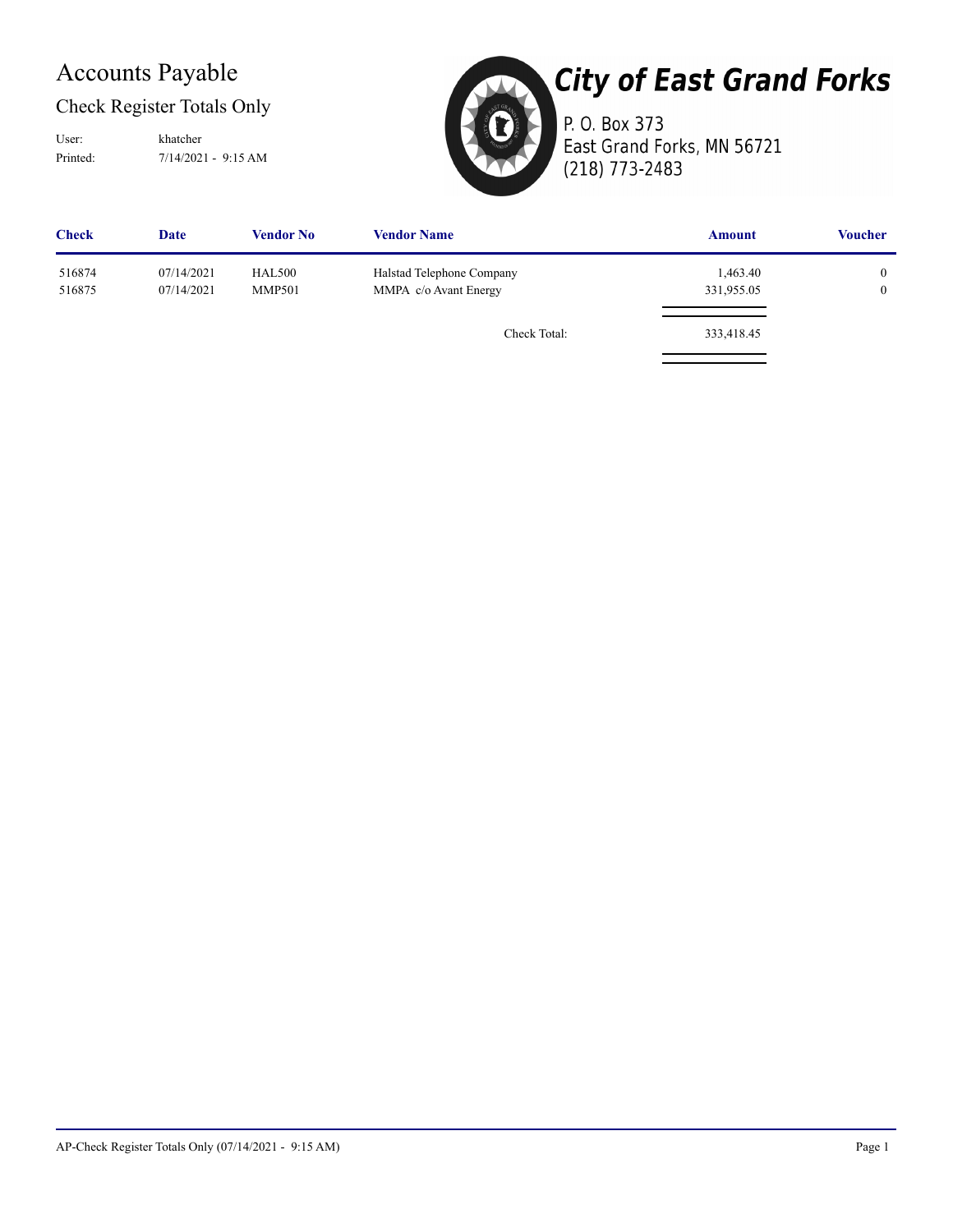# Accounts Payable

## Check Register Totals Only

User: khatcher

Printed: 7/14/2021 - 9:15 AM

**City of East Grand Forks**

P. O. Box 373
East Grand Forks, MN 56721
(218) 773-2483

| Check | Date | Vendor No | Vendor Name | Amount | Voucher |
|---|---|---|---|---|---|
| 516874 | 07/14/2021 | HAL500 | Halstad Telephone Company | 1,463.40 | 0 |
| 516875 | 07/14/2021 | MMP501 | MMPA c/o Avant Energy | 331,955.05 | 0 |
| | | | Check Total: | 333,418.45 | |

AP-Check Register Totals Only (07/14/2021 - 9:15 AM)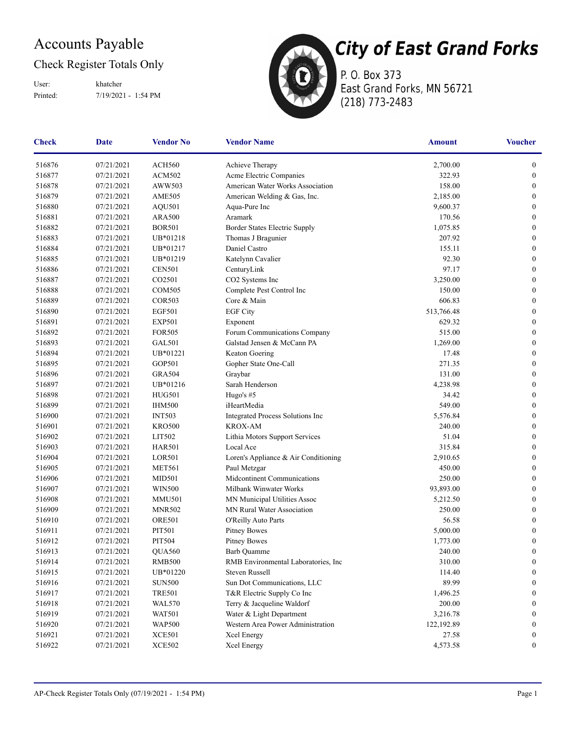# Accounts Payable

## Check Register Totals Only

User: khatcher
Printed: 7/19/2021 - 1:54 PM

# City of East Grand Forks

P. O. Box 373
East Grand Forks, MN 56721
(218) 773-2483

| Check | Date | Vendor No | Vendor Name | Amount | Voucher |
|---|---|---|---|---|---|
| 516876 | 07/21/2021 | ACH560 | Achieve Therapy | 2,700.00 | 0 |
| 516877 | 07/21/2021 | ACM502 | Acme Electric Companies | 322.93 | 0 |
| 516878 | 07/21/2021 | AWW503 | American Water Works Association | 158.00 | 0 |
| 516879 | 07/21/2021 | AME505 | American Welding & Gas, Inc. | 2,185.00 | 0 |
| 516880 | 07/21/2021 | AQU501 | Aqua-Pure Inc | 9,600.37 | 0 |
| 516881 | 07/21/2021 | ARA500 | Aramark | 170.56 | 0 |
| 516882 | 07/21/2021 | BOR501 | Border States Electric Supply | 1,075.85 | 0 |
| 516883 | 07/21/2021 | UB*01218 | Thomas J Bragunier | 207.92 | 0 |
| 516884 | 07/21/2021 | UB*01217 | Daniel Castro | 155.11 | 0 |
| 516885 | 07/21/2021 | UB*01219 | Katelynn Cavalier | 92.30 | 0 |
| 516886 | 07/21/2021 | CEN501 | CenturyLink | 97.17 | 0 |
| 516887 | 07/21/2021 | CO2501 | CO2 Systems Inc | 3,250.00 | 0 |
| 516888 | 07/21/2021 | COM505 | Complete Pest Control Inc | 150.00 | 0 |
| 516889 | 07/21/2021 | COR503 | Core & Main | 606.83 | 0 |
| 516890 | 07/21/2021 | EGF501 | EGF City | 513,766.48 | 0 |
| 516891 | 07/21/2021 | EXP501 | Exponent | 629.32 | 0 |
| 516892 | 07/21/2021 | FOR505 | Forum Communications Company | 515.00 | 0 |
| 516893 | 07/21/2021 | GAL501 | Galstad Jensen & McCann PA | 1,269.00 | 0 |
| 516894 | 07/21/2021 | UB*01221 | Keaton Goering | 17.48 | 0 |
| 516895 | 07/21/2021 | GOP501 | Gopher State One-Call | 271.35 | 0 |
| 516896 | 07/21/2021 | GRA504 | Graybar | 131.00 | 0 |
| 516897 | 07/21/2021 | UB*01216 | Sarah Henderson | 4,238.98 | 0 |
| 516898 | 07/21/2021 | HUG501 | Hugo's #5 | 34.42 | 0 |
| 516899 | 07/21/2021 | IHM500 | iHeartMedia | 549.00 | 0 |
| 516900 | 07/21/2021 | INT503 | Integrated Process Solutions Inc | 5,576.84 | 0 |
| 516901 | 07/21/2021 | KRO500 | KROX-AM | 240.00 | 0 |
| 516902 | 07/21/2021 | LIT502 | Lithia Motors Support Services | 51.04 | 0 |
| 516903 | 07/21/2021 | HAR501 | Local Ace | 315.84 | 0 |
| 516904 | 07/21/2021 | LOR501 | Loren's Appliance & Air Conditioning | 2,910.65 | 0 |
| 516905 | 07/21/2021 | MET561 | Paul Metzgar | 450.00 | 0 |
| 516906 | 07/21/2021 | MID501 | Midcontinent Communications | 250.00 | 0 |
| 516907 | 07/21/2021 | WIN500 | Milbank Winwater Works | 93,893.00 | 0 |
| 516908 | 07/21/2021 | MMU501 | MN Municipal Utilities Assoc | 5,212.50 | 0 |
| 516909 | 07/21/2021 | MNR502 | MN Rural Water Association | 250.00 | 0 |
| 516910 | 07/21/2021 | ORE501 | O'Reilly Auto Parts | 56.58 | 0 |
| 516911 | 07/21/2021 | PIT501 | Pitney Bowes | 5,000.00 | 0 |
| 516912 | 07/21/2021 | PIT504 | Pitney Bowes | 1,773.00 | 0 |
| 516913 | 07/21/2021 | QUA560 | Barb Quamme | 240.00 | 0 |
| 516914 | 07/21/2021 | RMB500 | RMB Environmental Laboratories, Inc | 310.00 | 0 |
| 516915 | 07/21/2021 | UB*01220 | Steven Russell | 114.40 | 0 |
| 516916 | 07/21/2021 | SUN500 | Sun Dot Communications, LLC | 89.99 | 0 |
| 516917 | 07/21/2021 | TRE501 | T&R Electric Supply Co Inc | 1,496.25 | 0 |
| 516918 | 07/21/2021 | WAL570 | Terry & Jacqueline Waldorf | 200.00 | 0 |
| 516919 | 07/21/2021 | WAT501 | Water & Light Department | 3,216.78 | 0 |
| 516920 | 07/21/2021 | WAP500 | Western Area Power Administration | 122,192.89 | 0 |
| 516921 | 07/21/2021 | XCE501 | Xcel Energy | 27.58 | 0 |
| 516922 | 07/21/2021 | XCE502 | Xcel Energy | 4,573.58 | 0 |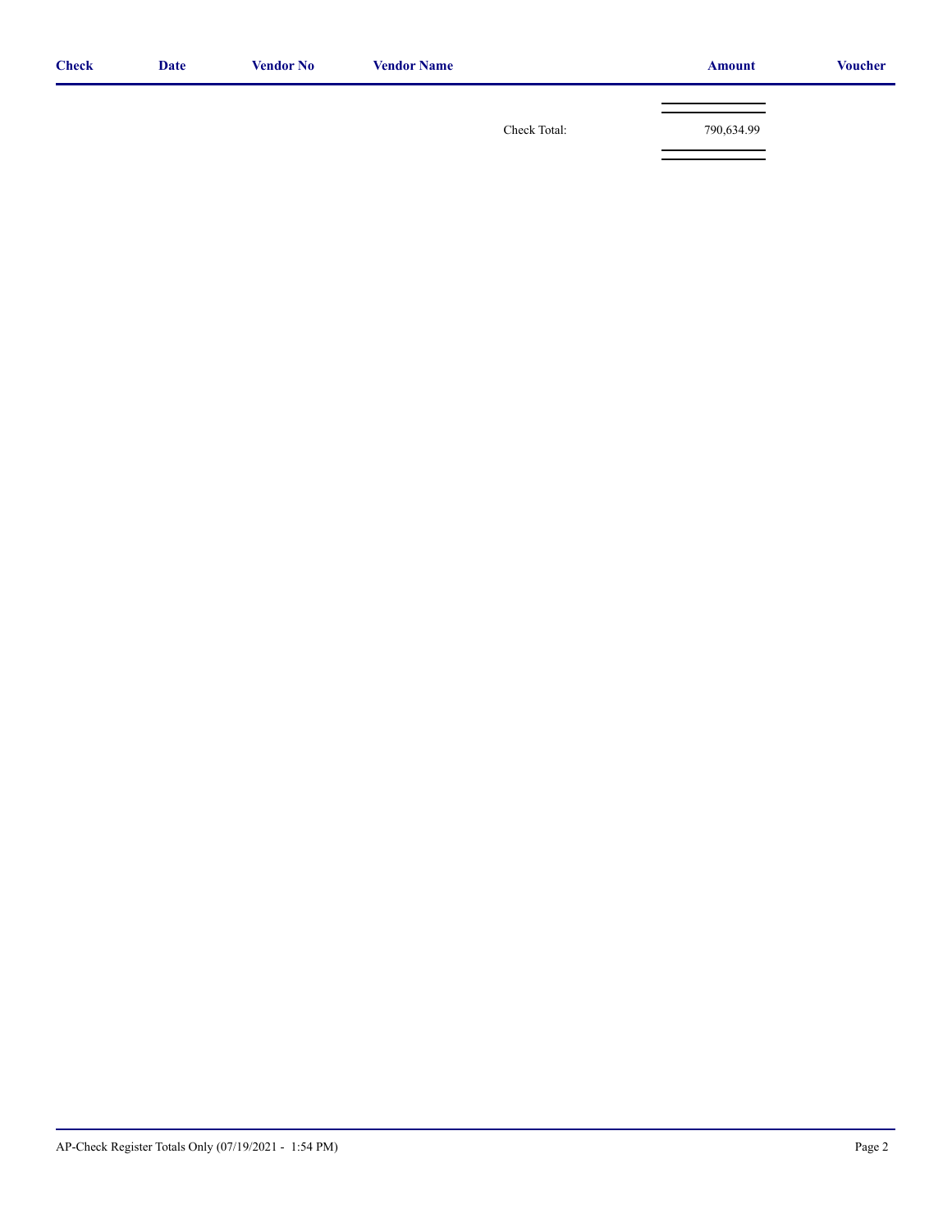| Check | Date | Vendor No | Vendor Name | | Amount | Voucher |
|---|---|---|---|---|---|---|
| | | | | Check Total: | 790,634.99 | |

AP-Check Register Totals Only (07/19/2021 - 1:54 PM)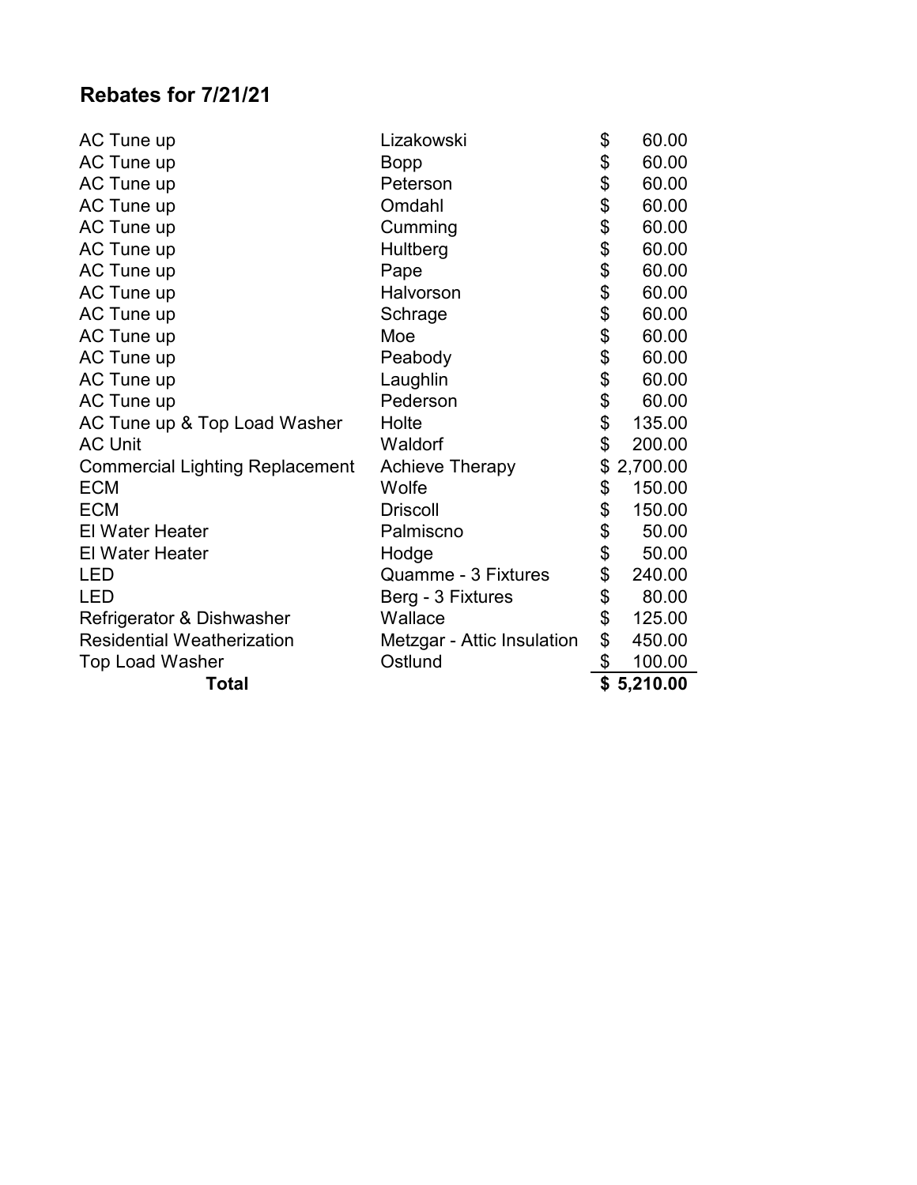## Rebates for 7/21/21

| | | |
|---|---|---|
| AC Tune up | Lizakowski | $ 60.00 |
| AC Tune up | Bopp | $ 60.00 |
| AC Tune up | Peterson | $ 60.00 |
| AC Tune up | Omdahl | $ 60.00 |
| AC Tune up | Cumming | $ 60.00 |
| AC Tune up | Hultberg | $ 60.00 |
| AC Tune up | Pape | $ 60.00 |
| AC Tune up | Halvorson | $ 60.00 |
| AC Tune up | Schrage | $ 60.00 |
| AC Tune up | Moe | $ 60.00 |
| AC Tune up | Peabody | $ 60.00 |
| AC Tune up | Laughlin | $ 60.00 |
| AC Tune up | Pederson | $ 60.00 |
| AC Tune up & Top Load Washer | Holte | $ 135.00 |
| AC Unit | Waldorf | $ 200.00 |
| Commercial Lighting Replacement | Achieve Therapy | $ 2,700.00 |
| ECM | Wolfe | $ 150.00 |
| ECM | Driscoll | $ 150.00 |
| El Water Heater | Palmiscno | $ 50.00 |
| El Water Heater | Hodge | $ 50.00 |
| LED | Quamme - 3 Fixtures | $ 240.00 |
| LED | Berg - 3 Fixtures | $ 80.00 |
| Refrigerator & Dishwasher | Wallace | $ 125.00 |
| Residential Weatherization | Metzgar - Attic Insulation | $ 450.00 |
| Top Load Washer | Ostlund | $ 100.00 |
| **Total** | | **$ 5,210.00** |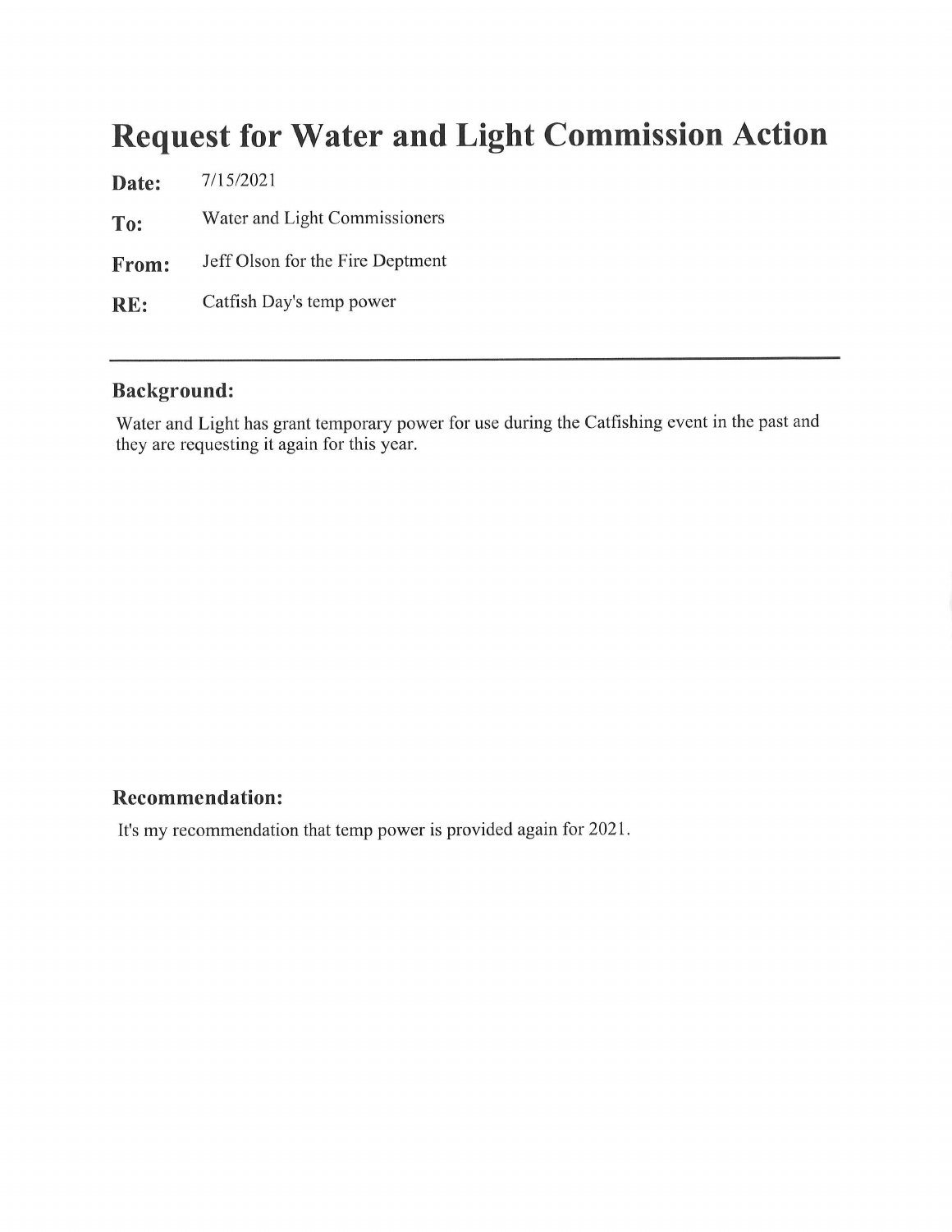# Request for Water and Light Commission Action

**Date:** 7/15/2021

**To:** Water and Light Commissioners

**From:** Jeff Olson for the Fire Deptment

**RE:** Catfish Day's temp power

---

### Background:

Water and Light has grant temporary power for use during the Catfishing event in the past and they are requesting it again for this year.

### Recommendation:

It's my recommendation that temp power is provided again for 2021.